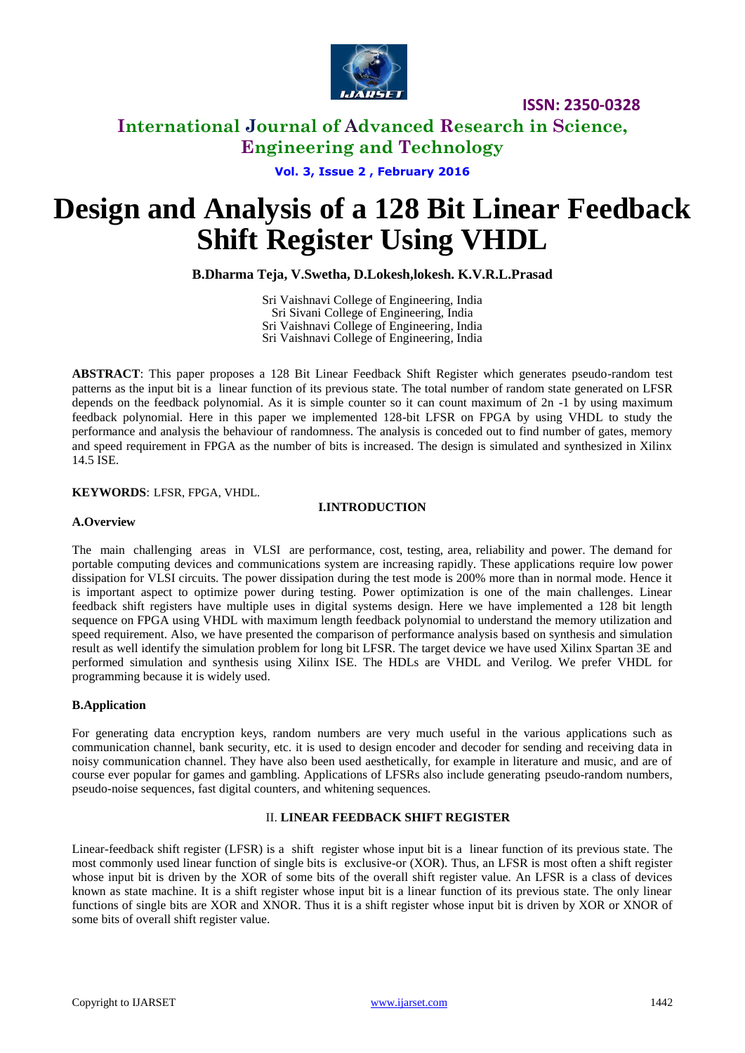# Design and Analysis of a 128 Bit Linear Feedback Shift Register Using VHDL

**B.Dharma Teja, V.Swetha, D.Lokesh,lokesh. K.V.R.L.Prasad**

Sri Vaishnavi College of Engineering, India
Sri Sivani College of Engineering, India
Sri Vaishnavi College of Engineering, India
Sri Vaishnavi College of Engineering, India

**ABSTRACT**: This paper proposes a 128 Bit Linear Feedback Shift Register which generates pseudo-random test patterns as the input bit is a linear function of its previous state. The total number of random state generated on LFSR depends on the feedback polynomial. As it is simple counter so it can count maximum of 2n -1 by using maximum feedback polynomial. Here in this paper we implemented 128-bit LFSR on FPGA by using VHDL to study the performance and analysis the behaviour of randomness. The analysis is conceded out to find number of gates, memory and speed requirement in FPGA as the number of bits is increased. The design is simulated and synthesized in Xilinx 14.5 ISE.

**KEYWORDS**: LFSR, FPGA, VHDL.

## I.INTRODUCTION

### A.Overview

The main challenging areas in VLSI are performance, cost, testing, area, reliability and power. The demand for portable computing devices and communications system are increasing rapidly. These applications require low power dissipation for VLSI circuits. The power dissipation during the test mode is 200% more than in normal mode. Hence it is important aspect to optimize power during testing. Power optimization is one of the main challenges. Linear feedback shift registers have multiple uses in digital systems design. Here we have implemented a 128 bit length sequence on FPGA using VHDL with maximum length feedback polynomial to understand the memory utilization and speed requirement. Also, we have presented the comparison of performance analysis based on synthesis and simulation result as well identify the simulation problem for long bit LFSR. The target device we have used Xilinx Spartan 3E and performed simulation and synthesis using Xilinx ISE. The HDLs are VHDL and Verilog. We prefer VHDL for programming because it is widely used.

### B.Application

For generating data encryption keys, random numbers are very much useful in the various applications such as communication channel, bank security, etc. it is used to design encoder and decoder for sending and receiving data in noisy communication channel. They have also been used aesthetically, for example in literature and music, and are of course ever popular for games and gambling. Applications of LFSRs also include generating pseudo-random numbers, pseudo-noise sequences, fast digital counters, and whitening sequences.

## II. LINEAR FEEDBACK SHIFT REGISTER

Linear-feedback shift register (LFSR) is a shift register whose input bit is a linear function of its previous state. The most commonly used linear function of single bits is exclusive-or (XOR). Thus, an LFSR is most often a shift register whose input bit is driven by the XOR of some bits of the overall shift register value. An LFSR is a class of devices known as state machine. It is a shift register whose input bit is a linear function of its previous state. The only linear functions of single bits are XOR and XNOR. Thus it is a shift register whose input bit is driven by XOR or XNOR of some bits of overall shift register value.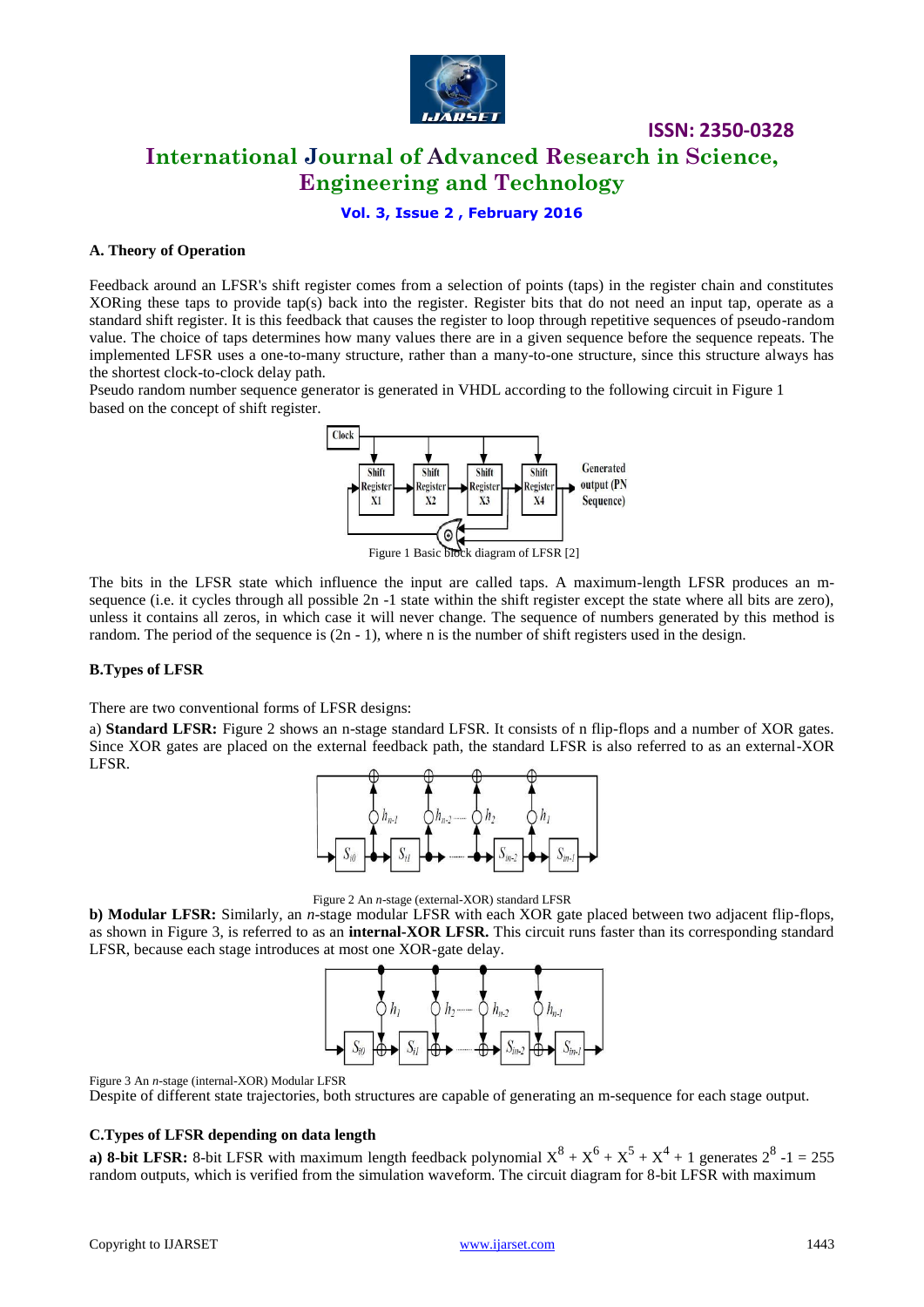### A. Theory of Operation

Feedback around an LFSR's shift register comes from a selection of points (taps) in the register chain and constitutes XORing these taps to provide tap(s) back into the register. Register bits that do not need an input tap, operate as a standard shift register. It is this feedback that causes the register to loop through repetitive sequences of pseudo-random value. The choice of taps determines how many values there are in a given sequence before the sequence repeats. The implemented LFSR uses a one-to-many structure, rather than a many-to-one structure, since this structure always has the shortest clock-to-clock delay path.

Pseudo random number sequence generator is generated in VHDL according to the following circuit in Figure 1 based on the concept of shift register.

Figure 1 Basic block diagram of LFSR [2]

The bits in the LFSR state which influence the input are called taps. A maximum-length LFSR produces an m-sequence (i.e. it cycles through all possible 2n -1 state within the shift register except the state where all bits are zero), unless it contains all zeros, in which case it will never change. The sequence of numbers generated by this method is random. The period of the sequence is (2n - 1), where n is the number of shift registers used in the design.

### B.Types of LFSR

There are two conventional forms of LFSR designs:

a) **Standard LFSR:** Figure 2 shows an n-stage standard LFSR. It consists of n flip-flops and a number of XOR gates. Since XOR gates are placed on the external feedback path, the standard LFSR is also referred to as an external-XOR LFSR.

Figure 2 An *n*-stage (external-XOR) standard LFSR

**b) Modular LFSR:** Similarly, an *n*-stage modular LFSR with each XOR gate placed between two adjacent flip-flops, as shown in Figure 3, is referred to as an **internal-XOR LFSR.** This circuit runs faster than its corresponding standard LFSR, because each stage introduces at most one XOR-gate delay.

Figure 3 An *n*-stage (internal-XOR) Modular LFSR

Despite of different state trajectories, both structures are capable of generating an m-sequence for each stage output.

### C.Types of LFSR depending on data length

**a) 8-bit LFSR:** 8-bit LFSR with maximum length feedback polynomial $X^8 + X^6 + X^5 + X^4 + 1$ generates $2^8 - 1 = 255$ random outputs, which is verified from the simulation waveform. The circuit diagram for 8-bit LFSR with maximum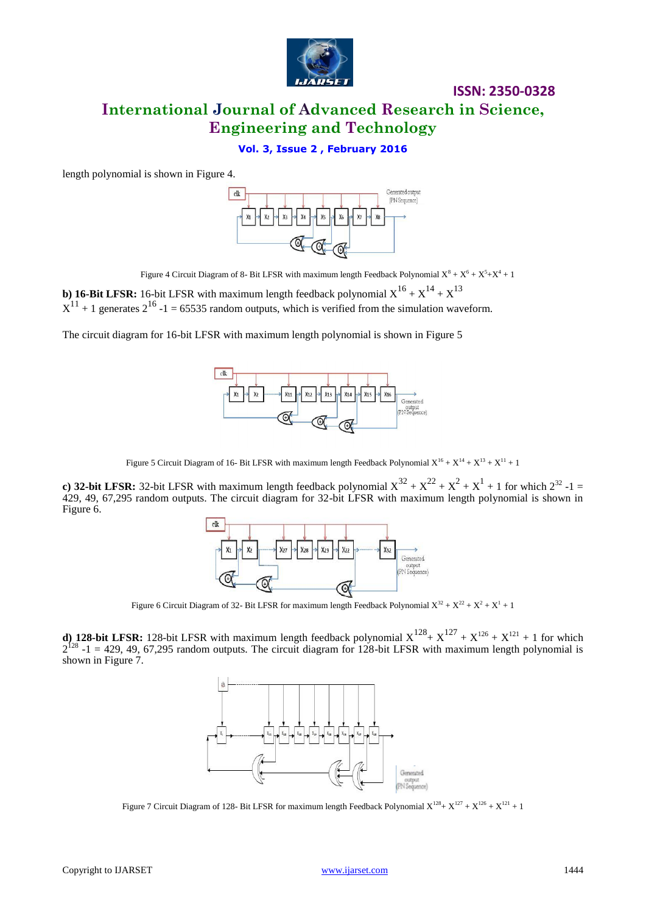length polynomial is shown in Figure 4.

Figure 4 Circuit Diagram of 8- Bit LFSR with maximum length Feedback Polynomial $X^8 + X^6 + X^5 + X^4 + 1$

**b) 16-Bit LFSR:** 16-bit LFSR with maximum length feedback polynomial $X^{16} + X^{14} + X^{13}$ $X^{11} + 1$ generates $2^{16} - 1 = 65535$ random outputs, which is verified from the simulation waveform.

The circuit diagram for 16-bit LFSR with maximum length polynomial is shown in Figure 5

Figure 5 Circuit Diagram of 16- Bit LFSR with maximum length Feedback Polynomial $X^{16} + X^{14} + X^{13} + X^{11} + 1$

**c) 32-bit LFSR:** 32-bit LFSR with maximum length feedback polynomial $X^{32} + X^{22} + X^2 + X^1 + 1$ for which $2^{32} - 1 =$ 429, 49, 67,295 random outputs. The circuit diagram for 32-bit LFSR with maximum length polynomial is shown in Figure 6.

Figure 6 Circuit Diagram of 32- Bit LFSR for maximum length Feedback Polynomial $X^{32} + X^{22} + X^2 + X^1 + 1$

**d) 128-bit LFSR:** 128-bit LFSR with maximum length feedback polynomial $X^{128} + X^{127} + X^{126} + X^{121} + 1$ for which $2^{128} - 1 =$ 429, 49, 67,295 random outputs. The circuit diagram for 128-bit LFSR with maximum length polynomial is shown in Figure 7.

Figure 7 Circuit Diagram of 128- Bit LFSR for maximum length Feedback Polynomial $X^{128} + X^{127} + X^{126} + X^{121} + 1$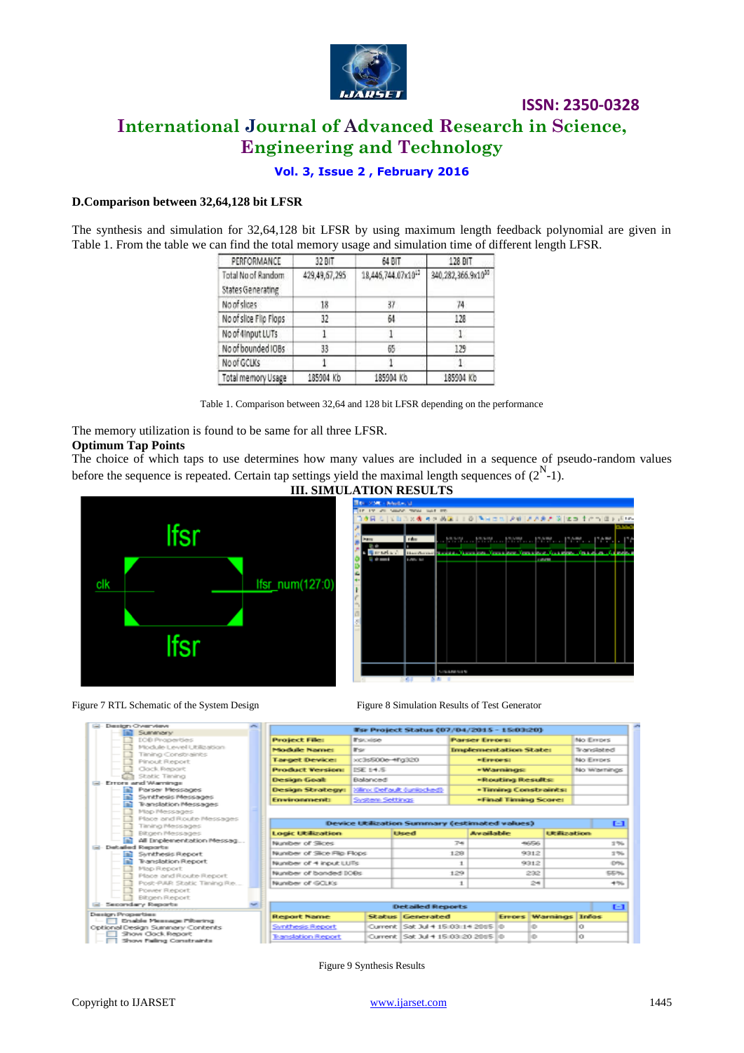### D.Comparison between 32,64,128 bit LFSR

The synthesis and simulation for 32,64,128 bit LFSR by using maximum length feedback polynomial are given in Table 1. From the table we can find the total memory usage and simulation time of different length LFSR.

| PERFORMANCE | 32 BIT | 64 BIT | 128 BIT |
|---|---|---|---|
| Total No of Random States Generating | 429,49,67,295 | $18{,}446{,}744.07 \times 10^{15}$ | $340{,}282{,}366.9 \times 10^{30}$ |
| No of slices | 18 | 37 | 74 |
| No of slice Flip Flops | 32 | 64 | 128 |
| No of 4input LUTs | 1 | 1 | 1 |
| No of bounded IOBs | 33 | 65 | 129 |
| No of GCLKs | 1 | 1 | 1 |
| Total memory Usage | 185904 Kb | 185904 Kb | 185904 Kb |

Table 1. Comparison between 32,64 and 128 bit LFSR depending on the performance

The memory utilization is found to be same for all three LFSR.

**Optimum Tap Points**

The choice of which taps to use determines how many values are included in a sequence of pseudo-random values before the sequence is repeated. Certain tap settings yield the maximal length sequences of $(2^N-1)$.

## III. SIMULATION RESULTS

Figure 7 RTL Schematic of the System Design

Figure 8 Simulation Results of Test Generator

Figure 9 Synthesis Results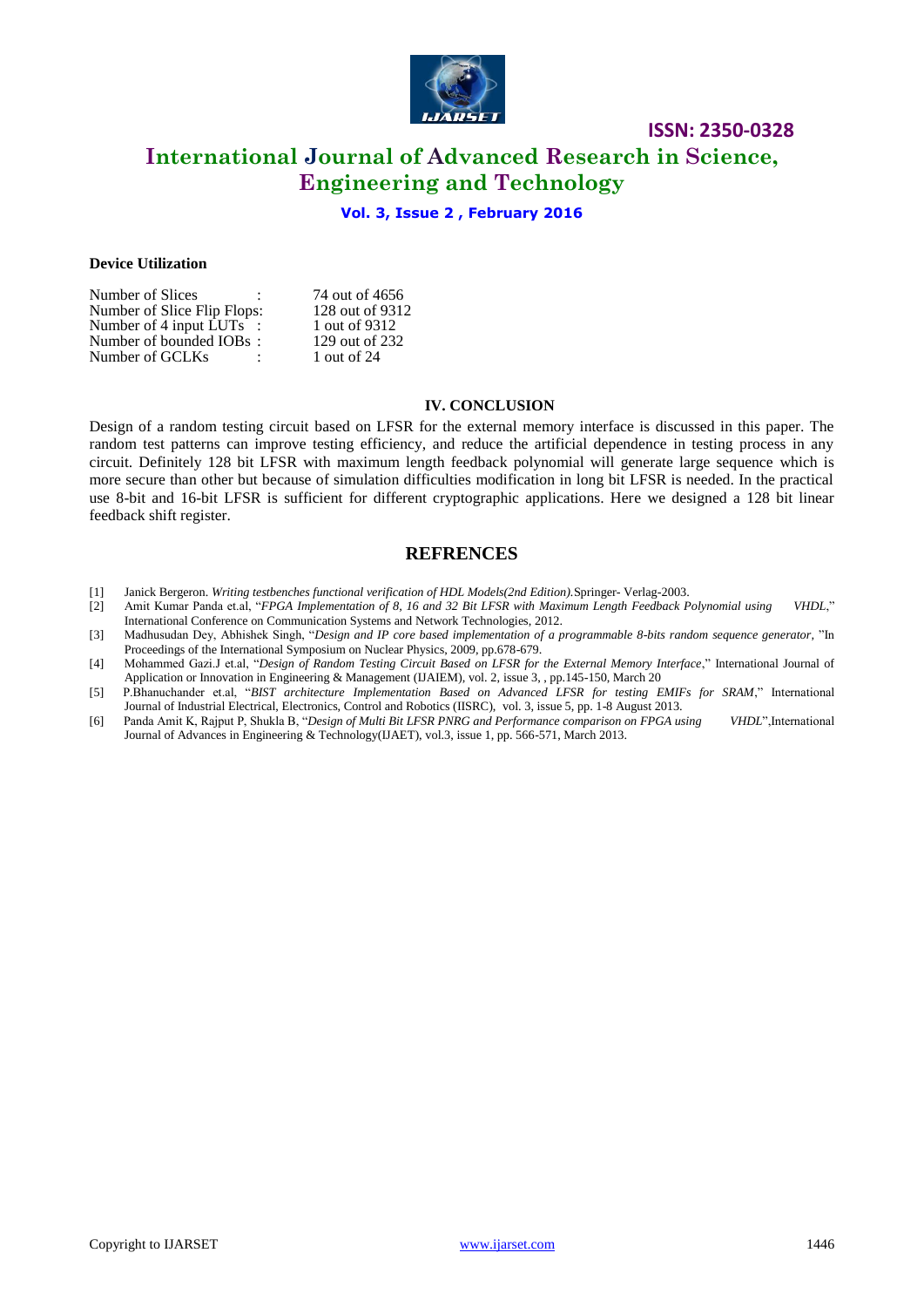**Device Utilization**

| | |
|---|---|
| Number of Slices : | 74 out of 4656 |
| Number of Slice Flip Flops: | 128 out of 9312 |
| Number of 4 input LUTs : | 1 out of 9312 |
| Number of bounded IOBs : | 129 out of 232 |
| Number of GCLKs : | 1 out of 24 |

## IV. CONCLUSION

Design of a random testing circuit based on LFSR for the external memory interface is discussed in this paper. The random test patterns can improve testing efficiency, and reduce the artificial dependence in testing process in any circuit. Definitely 128 bit LFSR with maximum length feedback polynomial will generate large sequence which is more secure than other but because of simulation difficulties modification in long bit LFSR is needed. In the practical use 8-bit and 16-bit LFSR is sufficient for different cryptographic applications. Here we designed a 128 bit linear feedback shift register.

## REFRENCES

[1] Janick Bergeron. *Writing testbenches functional verification of HDL Models(2nd Edition).*Springer- Verlag-2003.

[2] Amit Kumar Panda et.al, "*FPGA Implementation of 8, 16 and 32 Bit LFSR with Maximum Length Feedback Polynomial using VHDL*," International Conference on Communication Systems and Network Technologies, 2012.

[3] Madhusudan Dey, Abhishek Singh, "*Design and IP core based implementation of a programmable 8-bits random sequence generator,* "In Proceedings of the International Symposium on Nuclear Physics, 2009, pp.678-679.

[4] Mohammed Gazi.J et.al, "*Design of Random Testing Circuit Based on LFSR for the External Memory Interface*," International Journal of Application or Innovation in Engineering & Management (IJAIEM), vol. 2, issue 3, , pp.145-150, March 20

[5] P.Bhanuchander et.al, "*BIST architecture Implementation Based on Advanced LFSR for testing EMIFs for SRAM*," International Journal of Industrial Electrical, Electronics, Control and Robotics (IISRC), vol. 3, issue 5, pp. 1-8 August 2013.

[6] Panda Amit K, Rajput P, Shukla B, "*Design of Multi Bit LFSR PNRG and Performance comparison on FPGA using VHDL*",International Journal of Advances in Engineering & Technology(IJAET), vol.3, issue 1, pp. 566-571, March 2013.